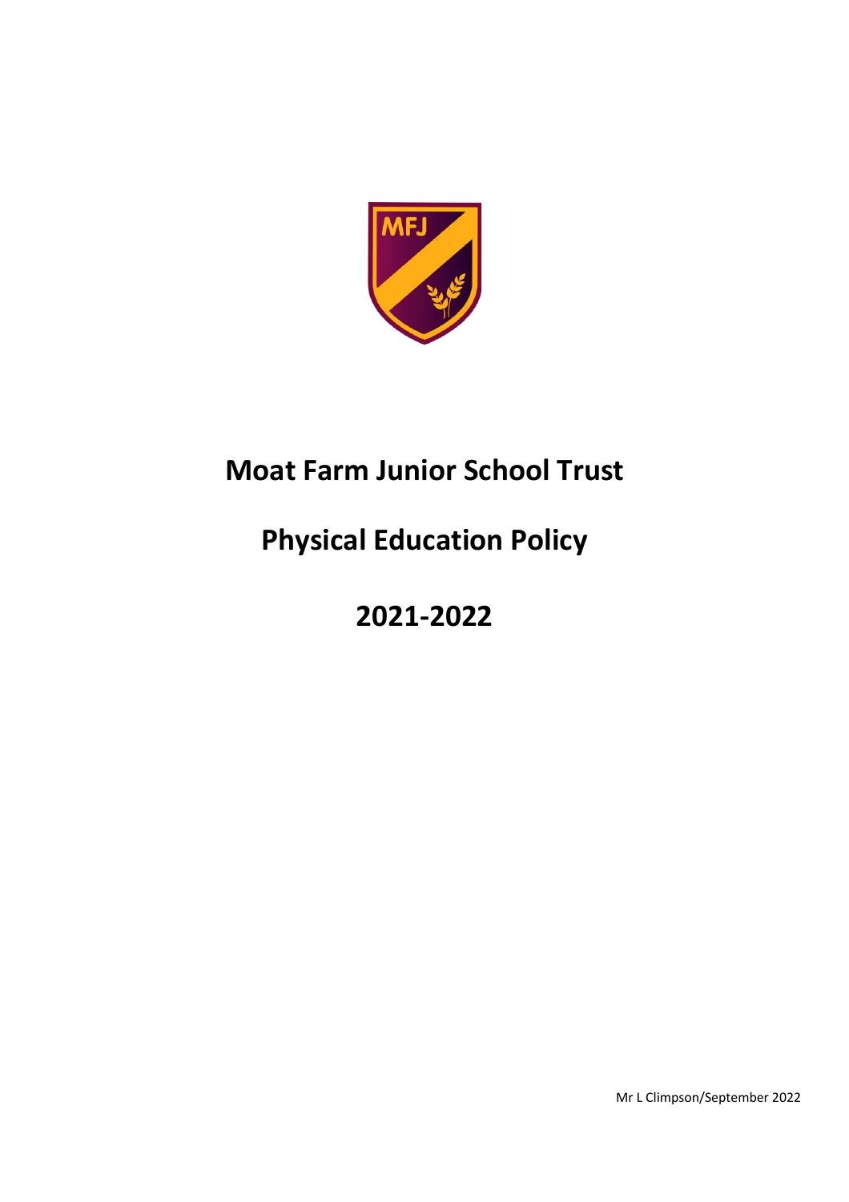# Moat Farm Junior School Trust

# Physical Education Policy

# 2021-2022

Mr L Climpson/September 2022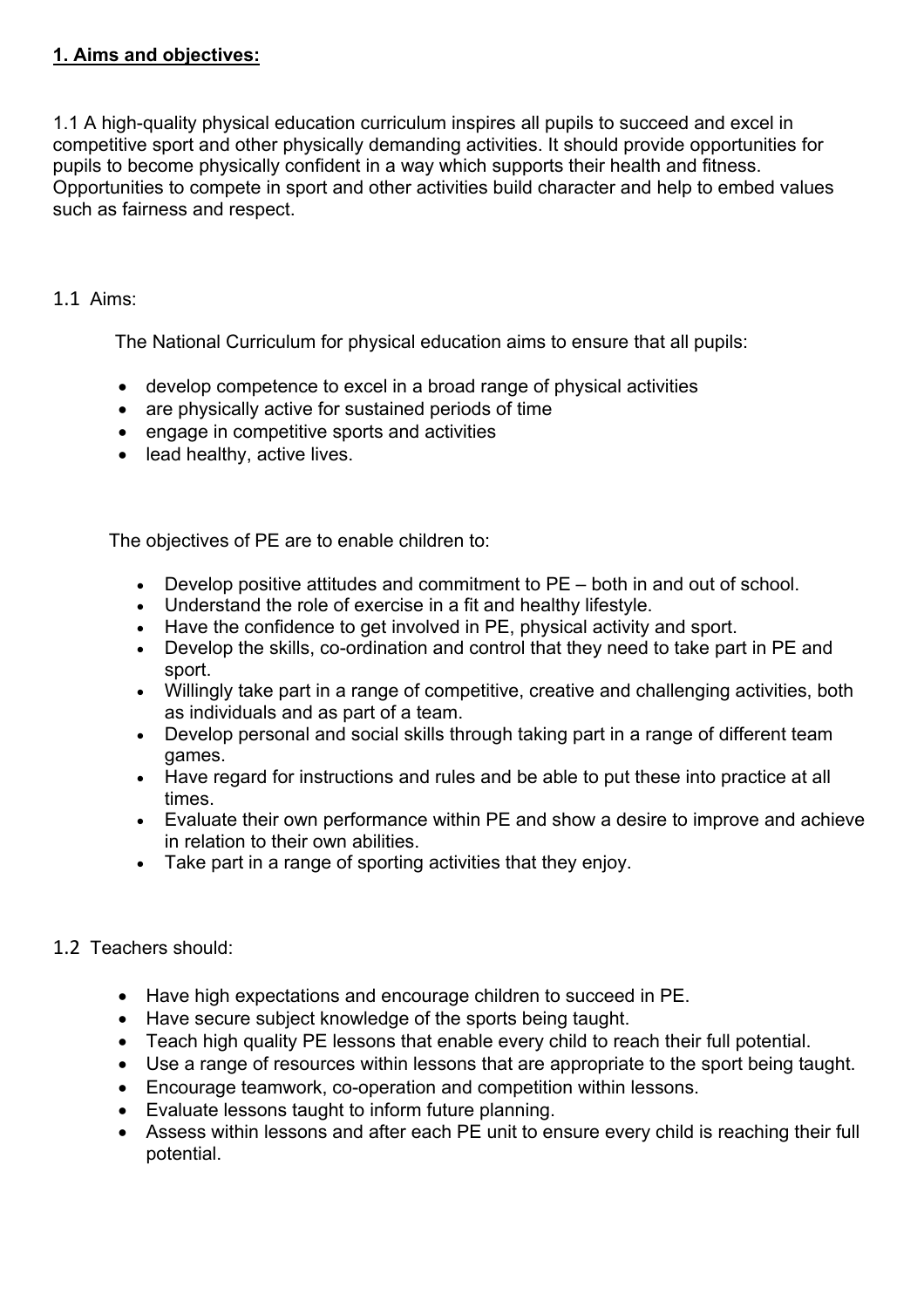## 1. Aims and objectives:

1.1 A high-quality physical education curriculum inspires all pupils to succeed and excel in competitive sport and other physically demanding activities. It should provide opportunities for pupils to become physically confident in a way which supports their health and fitness. Opportunities to compete in sport and other activities build character and help to embed values such as fairness and respect.

1.1 Aims:

The National Curriculum for physical education aims to ensure that all pupils:

- develop competence to excel in a broad range of physical activities
- are physically active for sustained periods of time
- engage in competitive sports and activities
- lead healthy, active lives.

The objectives of PE are to enable children to:

- Develop positive attitudes and commitment to PE – both in and out of school.
- Understand the role of exercise in a fit and healthy lifestyle.
- Have the confidence to get involved in PE, physical activity and sport.
- Develop the skills, co-ordination and control that they need to take part in PE and sport.
- Willingly take part in a range of competitive, creative and challenging activities, both as individuals and as part of a team.
- Develop personal and social skills through taking part in a range of different team games.
- Have regard for instructions and rules and be able to put these into practice at all times.
- Evaluate their own performance within PE and show a desire to improve and achieve in relation to their own abilities.
- Take part in a range of sporting activities that they enjoy.

1.2 Teachers should:

- Have high expectations and encourage children to succeed in PE.
- Have secure subject knowledge of the sports being taught.
- Teach high quality PE lessons that enable every child to reach their full potential.
- Use a range of resources within lessons that are appropriate to the sport being taught.
- Encourage teamwork, co-operation and competition within lessons.
- Evaluate lessons taught to inform future planning.
- Assess within lessons and after each PE unit to ensure every child is reaching their full potential.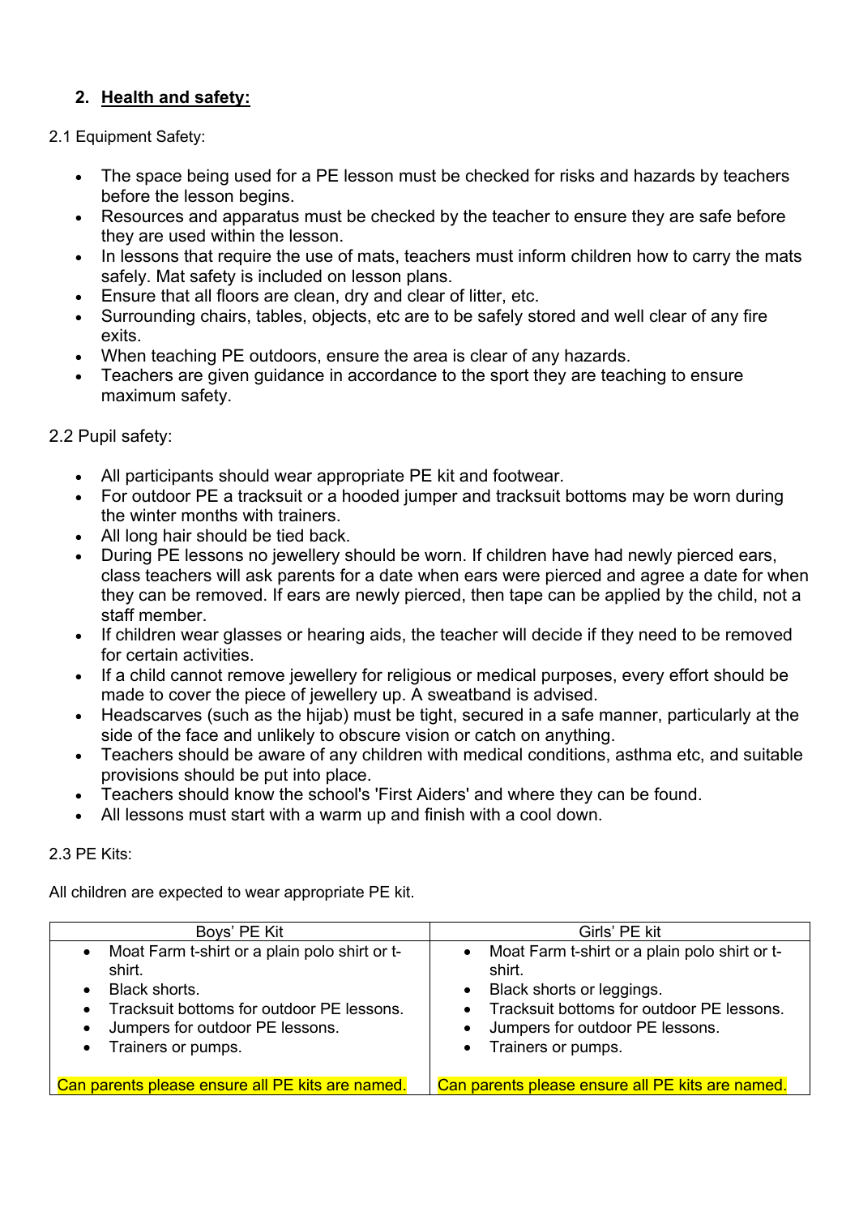## 2. Health and safety:

2.1 Equipment Safety:

- The space being used for a PE lesson must be checked for risks and hazards by teachers before the lesson begins.
- Resources and apparatus must be checked by the teacher to ensure they are safe before they are used within the lesson.
- In lessons that require the use of mats, teachers must inform children how to carry the mats safely. Mat safety is included on lesson plans.
- Ensure that all floors are clean, dry and clear of litter, etc.
- Surrounding chairs, tables, objects, etc are to be safely stored and well clear of any fire exits.
- When teaching PE outdoors, ensure the area is clear of any hazards.
- Teachers are given guidance in accordance to the sport they are teaching to ensure maximum safety.

2.2 Pupil safety:

- All participants should wear appropriate PE kit and footwear.
- For outdoor PE a tracksuit or a hooded jumper and tracksuit bottoms may be worn during the winter months with trainers.
- All long hair should be tied back.
- During PE lessons no jewellery should be worn. If children have had newly pierced ears, class teachers will ask parents for a date when ears were pierced and agree a date for when they can be removed. If ears are newly pierced, then tape can be applied by the child, not a staff member.
- If children wear glasses or hearing aids, the teacher will decide if they need to be removed for certain activities.
- If a child cannot remove jewellery for religious or medical purposes, every effort should be made to cover the piece of jewellery up. A sweatband is advised.
- Headscarves (such as the hijab) must be tight, secured in a safe manner, particularly at the side of the face and unlikely to obscure vision or catch on anything.
- Teachers should be aware of any children with medical conditions, asthma etc, and suitable provisions should be put into place.
- Teachers should know the school's 'First Aiders' and where they can be found.
- All lessons must start with a warm up and finish with a cool down.

2.3 PE Kits:

All children are expected to wear appropriate PE kit.

| Boys' PE Kit | Girls' PE kit |
|---|---|
| • Moat Farm t-shirt or a plain polo shirt or t-shirt.<br>• Black shorts.<br>• Tracksuit bottoms for outdoor PE lessons.<br>• Jumpers for outdoor PE lessons.<br>• Trainers or pumps.<br><br>Can parents please ensure all PE kits are named. | • Moat Farm t-shirt or a plain polo shirt or t-shirt.<br>• Black shorts or leggings.<br>• Tracksuit bottoms for outdoor PE lessons.<br>• Jumpers for outdoor PE lessons.<br>• Trainers or pumps.<br><br>Can parents please ensure all PE kits are named. |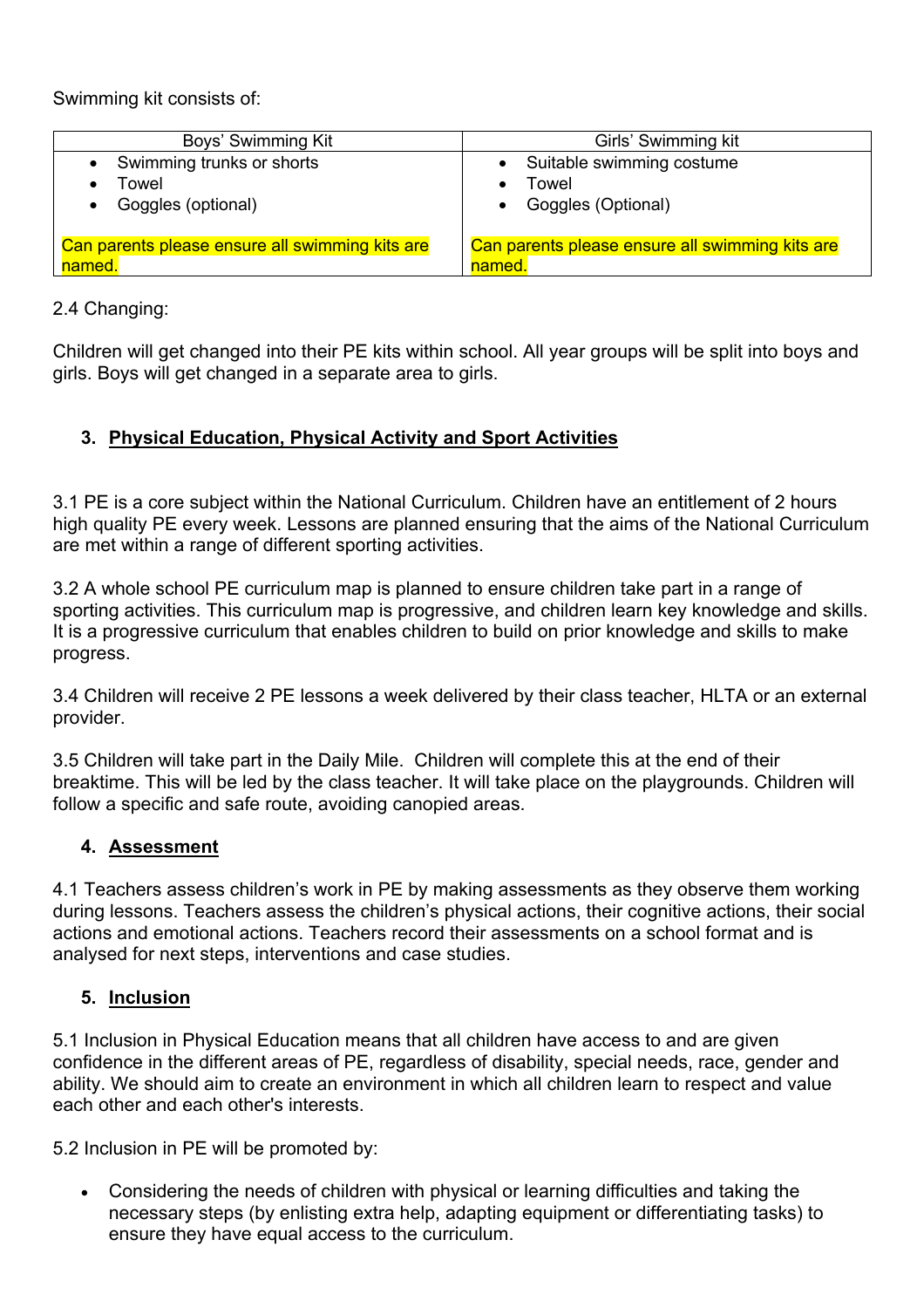Swimming kit consists of:

| Boys' Swimming Kit | Girls' Swimming kit |
| --- | --- |
| • Swimming trunks or shorts<br>• Towel<br>• Goggles (optional)<br><br>Can parents please ensure all swimming kits are named. | • Suitable swimming costume<br>• Towel<br>• Goggles (Optional)<br><br>Can parents please ensure all swimming kits are named. |

2.4 Changing:

Children will get changed into their PE kits within school. All year groups will be split into boys and girls. Boys will get changed in a separate area to girls.

## 3. Physical Education, Physical Activity and Sport Activities

3.1 PE is a core subject within the National Curriculum. Children have an entitlement of 2 hours high quality PE every week. Lessons are planned ensuring that the aims of the National Curriculum are met within a range of different sporting activities.

3.2 A whole school PE curriculum map is planned to ensure children take part in a range of sporting activities. This curriculum map is progressive, and children learn key knowledge and skills. It is a progressive curriculum that enables children to build on prior knowledge and skills to make progress.

3.4 Children will receive 2 PE lessons a week delivered by their class teacher, HLTA or an external provider.

3.5 Children will take part in the Daily Mile. Children will complete this at the end of their breaktime. This will be led by the class teacher. It will take place on the playgrounds. Children will follow a specific and safe route, avoiding canopied areas.

## 4. Assessment

4.1 Teachers assess children's work in PE by making assessments as they observe them working during lessons. Teachers assess the children's physical actions, their cognitive actions, their social actions and emotional actions. Teachers record their assessments on a school format and is analysed for next steps, interventions and case studies.

## 5. Inclusion

5.1 Inclusion in Physical Education means that all children have access to and are given confidence in the different areas of PE, regardless of disability, special needs, race, gender and ability. We should aim to create an environment in which all children learn to respect and value each other and each other's interests.

5.2 Inclusion in PE will be promoted by:

- Considering the needs of children with physical or learning difficulties and taking the necessary steps (by enlisting extra help, adapting equipment or differentiating tasks) to ensure they have equal access to the curriculum.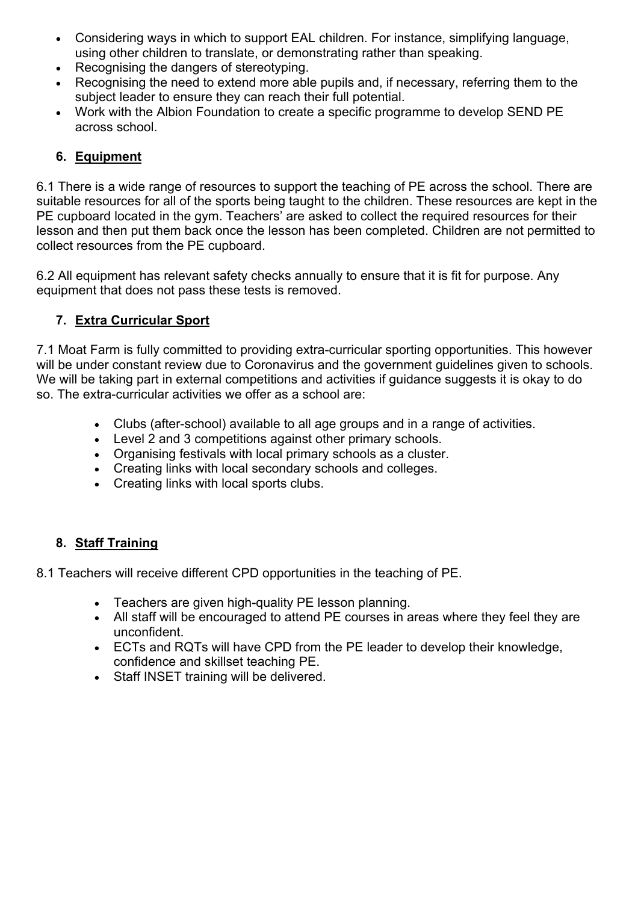- Considering ways in which to support EAL children. For instance, simplifying language, using other children to translate, or demonstrating rather than speaking.
- Recognising the dangers of stereotyping.
- Recognising the need to extend more able pupils and, if necessary, referring them to the subject leader to ensure they can reach their full potential.
- Work with the Albion Foundation to create a specific programme to develop SEND PE across school.

## 6. Equipment

6.1 There is a wide range of resources to support the teaching of PE across the school. There are suitable resources for all of the sports being taught to the children. These resources are kept in the PE cupboard located in the gym. Teachers' are asked to collect the required resources for their lesson and then put them back once the lesson has been completed. Children are not permitted to collect resources from the PE cupboard.

6.2 All equipment has relevant safety checks annually to ensure that it is fit for purpose. Any equipment that does not pass these tests is removed.

## 7. Extra Curricular Sport

7.1 Moat Farm is fully committed to providing extra-curricular sporting opportunities. This however will be under constant review due to Coronavirus and the government guidelines given to schools. We will be taking part in external competitions and activities if guidance suggests it is okay to do so. The extra-curricular activities we offer as a school are:

- Clubs (after-school) available to all age groups and in a range of activities.
- Level 2 and 3 competitions against other primary schools.
- Organising festivals with local primary schools as a cluster.
- Creating links with local secondary schools and colleges.
- Creating links with local sports clubs.

## 8. Staff Training

8.1 Teachers will receive different CPD opportunities in the teaching of PE.

- Teachers are given high-quality PE lesson planning.
- All staff will be encouraged to attend PE courses in areas where they feel they are unconfident.
- ECTs and RQTs will have CPD from the PE leader to develop their knowledge, confidence and skillset teaching PE.
- Staff INSET training will be delivered.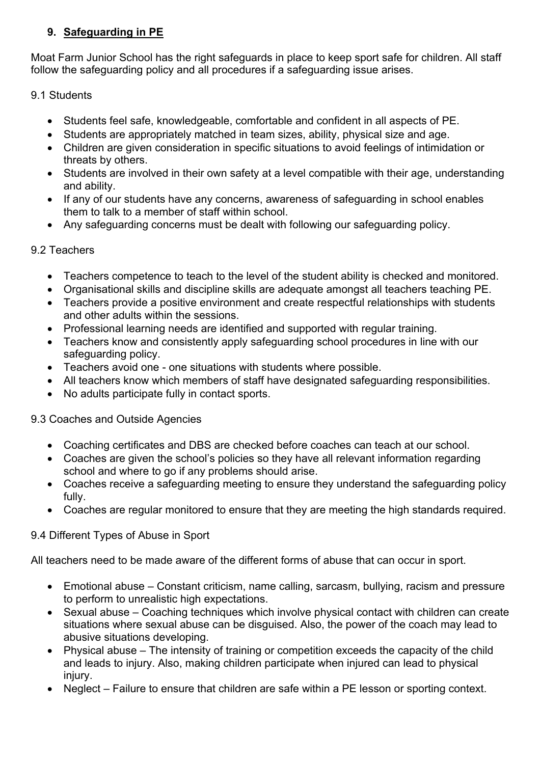## 9. Safeguarding in PE

Moat Farm Junior School has the right safeguards in place to keep sport safe for children. All staff follow the safeguarding policy and all procedures if a safeguarding issue arises.

### 9.1 Students

- Students feel safe, knowledgeable, comfortable and confident in all aspects of PE.
- Students are appropriately matched in team sizes, ability, physical size and age.
- Children are given consideration in specific situations to avoid feelings of intimidation or threats by others.
- Students are involved in their own safety at a level compatible with their age, understanding and ability.
- If any of our students have any concerns, awareness of safeguarding in school enables them to talk to a member of staff within school.
- Any safeguarding concerns must be dealt with following our safeguarding policy.

### 9.2 Teachers

- Teachers competence to teach to the level of the student ability is checked and monitored.
- Organisational skills and discipline skills are adequate amongst all teachers teaching PE.
- Teachers provide a positive environment and create respectful relationships with students and other adults within the sessions.
- Professional learning needs are identified and supported with regular training.
- Teachers know and consistently apply safeguarding school procedures in line with our safeguarding policy.
- Teachers avoid one - one situations with students where possible.
- All teachers know which members of staff have designated safeguarding responsibilities.
- No adults participate fully in contact sports.

### 9.3 Coaches and Outside Agencies

- Coaching certificates and DBS are checked before coaches can teach at our school.
- Coaches are given the school's policies so they have all relevant information regarding school and where to go if any problems should arise.
- Coaches receive a safeguarding meeting to ensure they understand the safeguarding policy fully.
- Coaches are regular monitored to ensure that they are meeting the high standards required.

### 9.4 Different Types of Abuse in Sport

All teachers need to be made aware of the different forms of abuse that can occur in sport.

- Emotional abuse – Constant criticism, name calling, sarcasm, bullying, racism and pressure to perform to unrealistic high expectations.
- Sexual abuse – Coaching techniques which involve physical contact with children can create situations where sexual abuse can be disguised. Also, the power of the coach may lead to abusive situations developing.
- Physical abuse – The intensity of training or competition exceeds the capacity of the child and leads to injury. Also, making children participate when injured can lead to physical injury.
- Neglect – Failure to ensure that children are safe within a PE lesson or sporting context.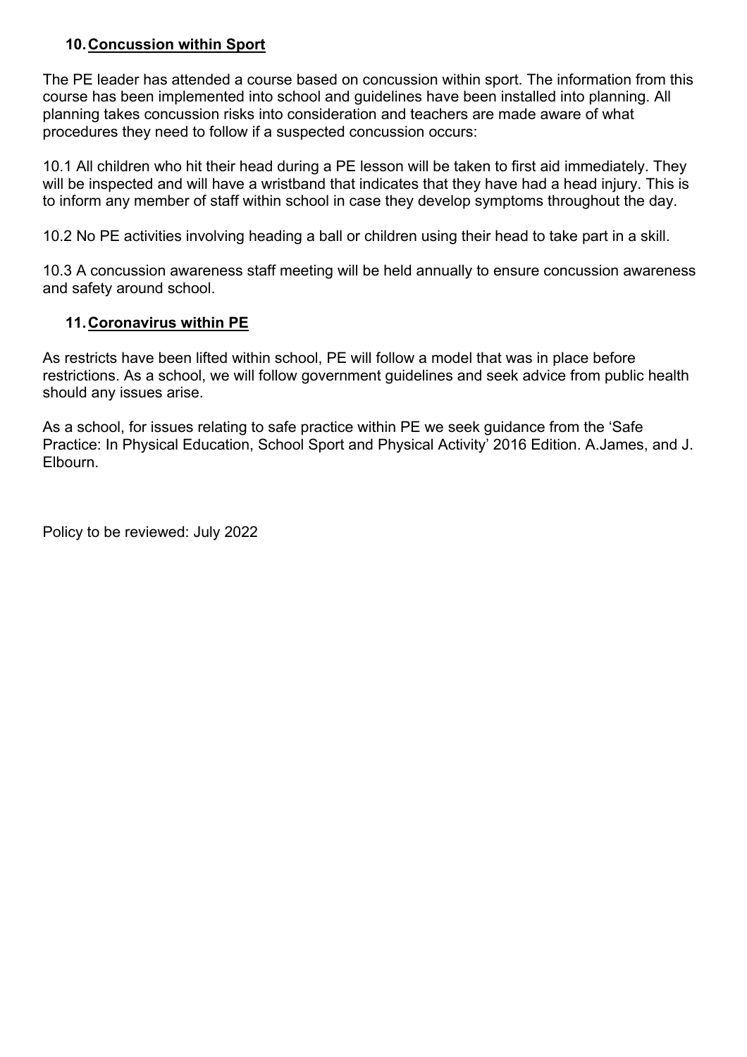## 10. Concussion within Sport

The PE leader has attended a course based on concussion within sport. The information from this course has been implemented into school and guidelines have been installed into planning. All planning takes concussion risks into consideration and teachers are made aware of what procedures they need to follow if a suspected concussion occurs:

10.1 All children who hit their head during a PE lesson will be taken to first aid immediately. They will be inspected and will have a wristband that indicates that they have had a head injury. This is to inform any member of staff within school in case they develop symptoms throughout the day.

10.2 No PE activities involving heading a ball or children using their head to take part in a skill.

10.3 A concussion awareness staff meeting will be held annually to ensure concussion awareness and safety around school.

## 11. Coronavirus within PE

As restricts have been lifted within school, PE will follow a model that was in place before restrictions. As a school, we will follow government guidelines and seek advice from public health should any issues arise.

As a school, for issues relating to safe practice within PE we seek guidance from the 'Safe Practice: In Physical Education, School Sport and Physical Activity' 2016 Edition. A.James, and J. Elbourn.

Policy to be reviewed: July 2022